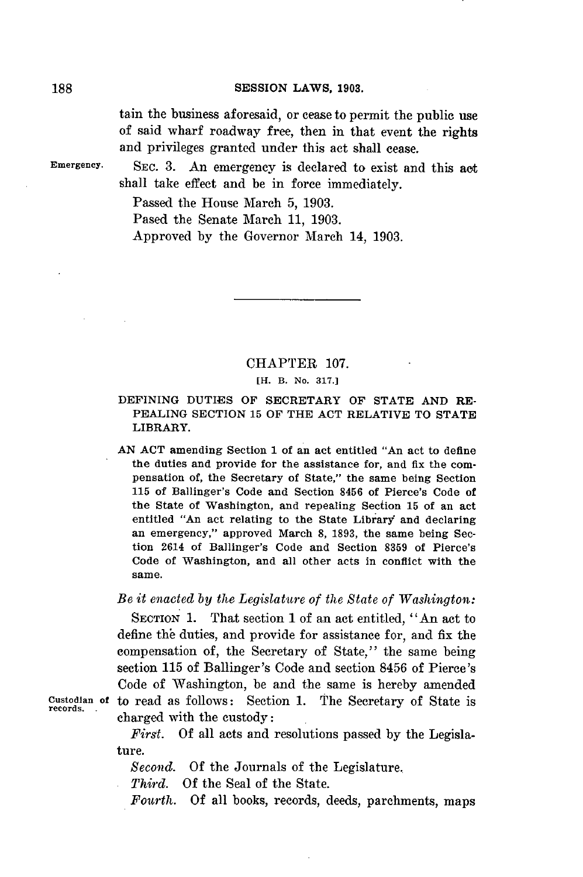tain the business aforesaid, or cease to permit the public use of said wharf roadway free, then in that event the rights and privileges granted under this act shall cease.

Emergency. SEC. 3. An emergency is declared to exist and this act shall take effect and be in force immediately.

Passed the House March 5, 1903.

Pased the Senate March 11, 1903.

Approved by the Governor March 14, 1903.

---

## CHAPTER 107.

[H. B. No. 317.]

### DEFINING DUTIES OF SECRETARY OF STATE AND REPEALING SECTION 15 OF THE ACT RELATIVE TO STATE LIBRARY.

AN ACT amending Section 1 of an act entitled "An act to define the duties and provide for the assistance for, and fix the compensation of, the Secretary of State," the same being Section 115 of Ballinger's Code and Section 8456 of Pierce's Code of the State of Washington, and repealing Section 15 of an act entitled "An act relating to the State Library and declaring an emergency," approved March 8, 1893, the same being Section 2614 of Ballinger's Code and Section 8359 of Pierce's Code of Washington, and all other acts in conflict with the same.

*Be it enacted by the Legislature of the State of Washington:*

SECTION 1. That section 1 of an act entitled, "An act to define the duties, and provide for assistance for, and fix the compensation of, the Secretary of State," the same being section 115 of Ballinger's Code and section 8456 of Pierce's Code of Washington, be and the same is hereby amended to read as follows: Section 1. The Secretary of State is charged with the custody:

Custodian of records.

*First.* Of all acts and resolutions passed by the Legislature.

*Second.* Of the Journals of the Legislature.

*Third.* Of the Seal of the State.

*Fourth.* Of all books, records, deeds, parchments, maps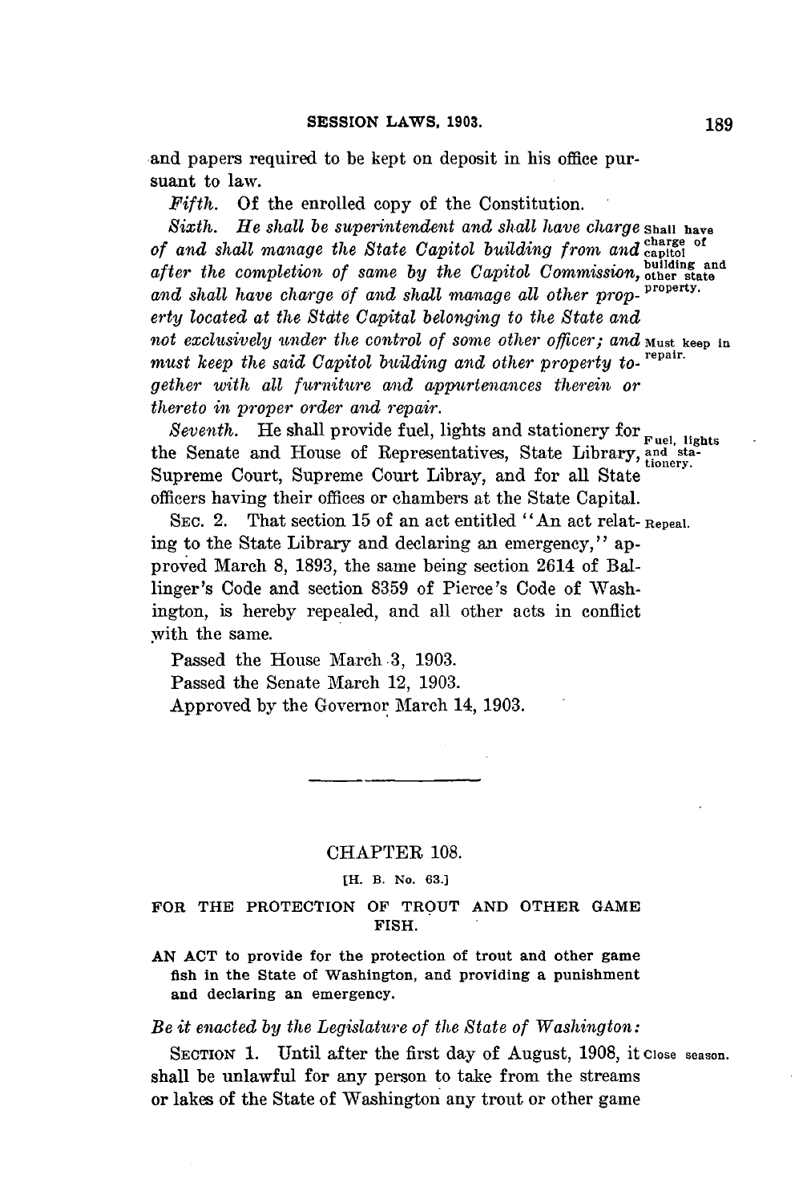and papers required to be kept on deposit in his office pursuant to law.

*Fifth.* Of the enrolled copy of the Constitution.

*Sixth. He shall be superintendent and shall have charge of and shall manage the State Capitol building from and after the completion of same by the Capitol Commission, and shall have charge of and shall manage all other property located at the State Capital belonging to the State and not exclusively under the control of some other officer; and must keep the said Capitol building and other property together with all furniture and appurtenances therein or thereto in proper order and repair.*

Shall have charge of capitol building and other state property.

Must keep in repair.

*Seventh.* He shall provide fuel, lights and stationery for the Senate and House of Representatives, State Library, Supreme Court, Supreme Court Libray, and for all State officers having their offices or chambers at the State Capital.

Fuel, lights and stationery.

SEC. 2. That section 15 of an act entitled "An act relating to the State Library and declaring an emergency," approved March 8, 1893, the same being section 2614 of Ballinger's Code and section 8359 of Pierce's Code of Washington, is hereby repealed, and all other acts in conflict with the same.

Repeal.

Passed the House March 3, 1903.

Passed the Senate March 12, 1903.

Approved by the Governor March 14, 1903.

---

## CHAPTER 108.

[H. B. No. 63.]

### FOR THE PROTECTION OF TROUT AND OTHER GAME FISH.

AN ACT to provide for the protection of trout and other game fish in the State of Washington, and providing a punishment and declaring an emergency.

*Be it enacted by the Legislature of the State of Washington:*

SECTION 1. Until after the first day of August, 1908, it shall be unlawful for any person to take from the streams or lakes of the State of Washington any trout or other game

Close season.